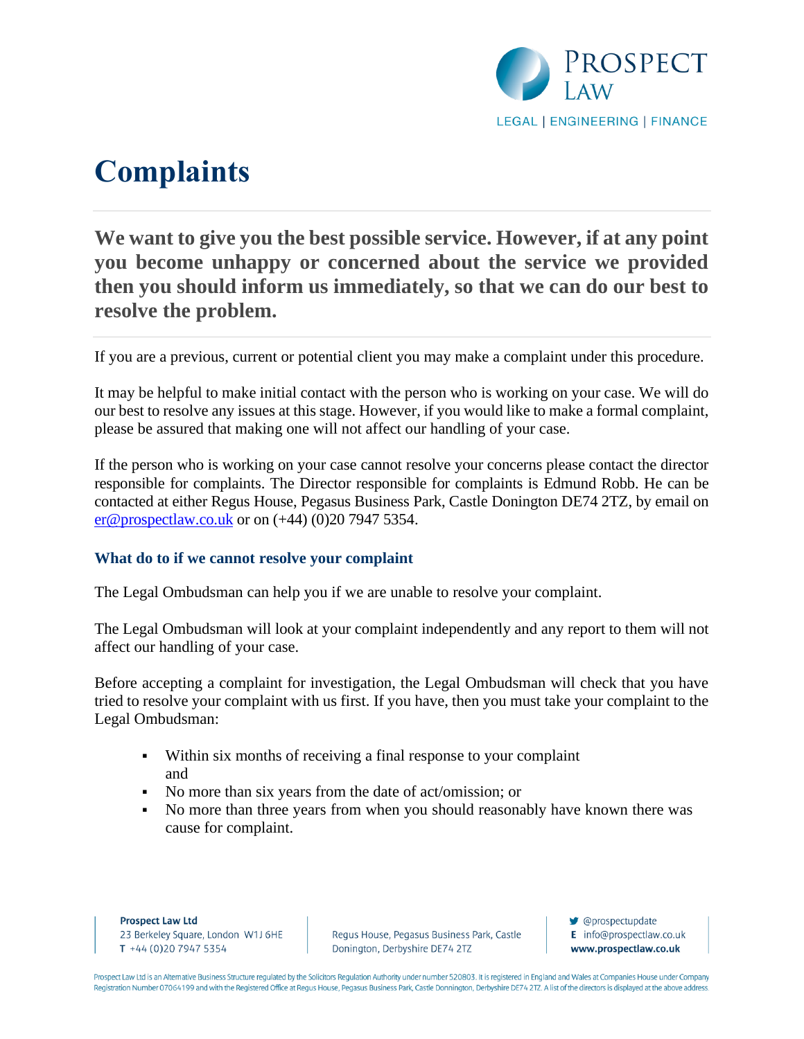# Complaints

**We want to give you the best possible service. However, if at any point you become unhappy or concerned about the service we provided then you should inform us immediately, so that we can do our best to resolve the problem.**

If you are a previous, current or potential client you may make a complaint under this procedure.

It may be helpful to make initial contact with the person who is working on your case. We will do our best to resolve any issues at this stage. However, if you would like to make a formal complaint, please be assured that making one will not affect our handling of your case.

If the person who is working on your case cannot resolve your concerns please contact the director responsible for complaints. The Director responsible for complaints is Edmund Robb. He can be contacted at either Regus House, Pegasus Business Park, Castle Donington DE74 2TZ, by email on er@prospectlaw.co.uk or on (+44) (0)20 7947 5354.

### What do to if we cannot resolve your complaint

The Legal Ombudsman can help you if we are unable to resolve your complaint.

The Legal Ombudsman will look at your complaint independently and any report to them will not affect our handling of your case.

Before accepting a complaint for investigation, the Legal Ombudsman will check that you have tried to resolve your complaint with us first. If you have, then you must take your complaint to the Legal Ombudsman:

- Within six months of receiving a final response to your complaint and
- No more than six years from the date of act/omission; or
- No more than three years from when you should reasonably have known there was cause for complaint.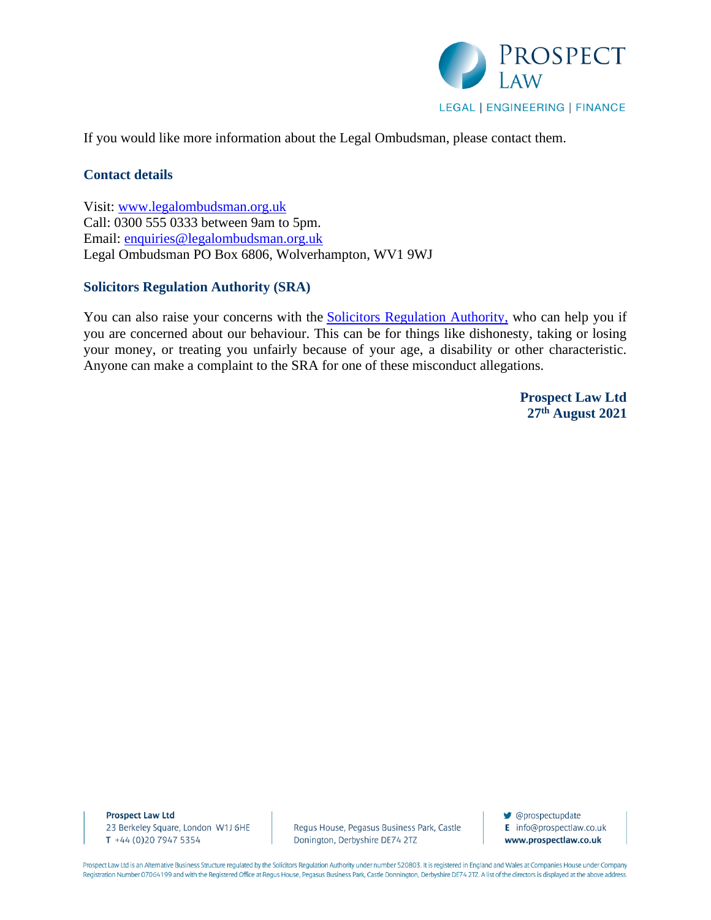If you would like more information about the Legal Ombudsman, please contact them.

**Contact details**

Visit: [www.legalombudsman.org.uk](http://www.legalombudsman.org.uk)
Call: 0300 555 0333 between 9am to 5pm.
Email: [enquiries@legalombudsman.org.uk](mailto:enquiries@legalombudsman.org.uk)
Legal Ombudsman PO Box 6806, Wolverhampton, WV1 9WJ

**Solicitors Regulation Authority (SRA)**

You can also raise your concerns with the [Solicitors Regulation Authority,](#) who can help you if you are concerned about our behaviour. This can be for things like dishonesty, taking or losing your money, or treating you unfairly because of your age, a disability or other characteristic. Anyone can make a complaint to the SRA for one of these misconduct allegations.

**Prospect Law Ltd**
**27th August 2021**